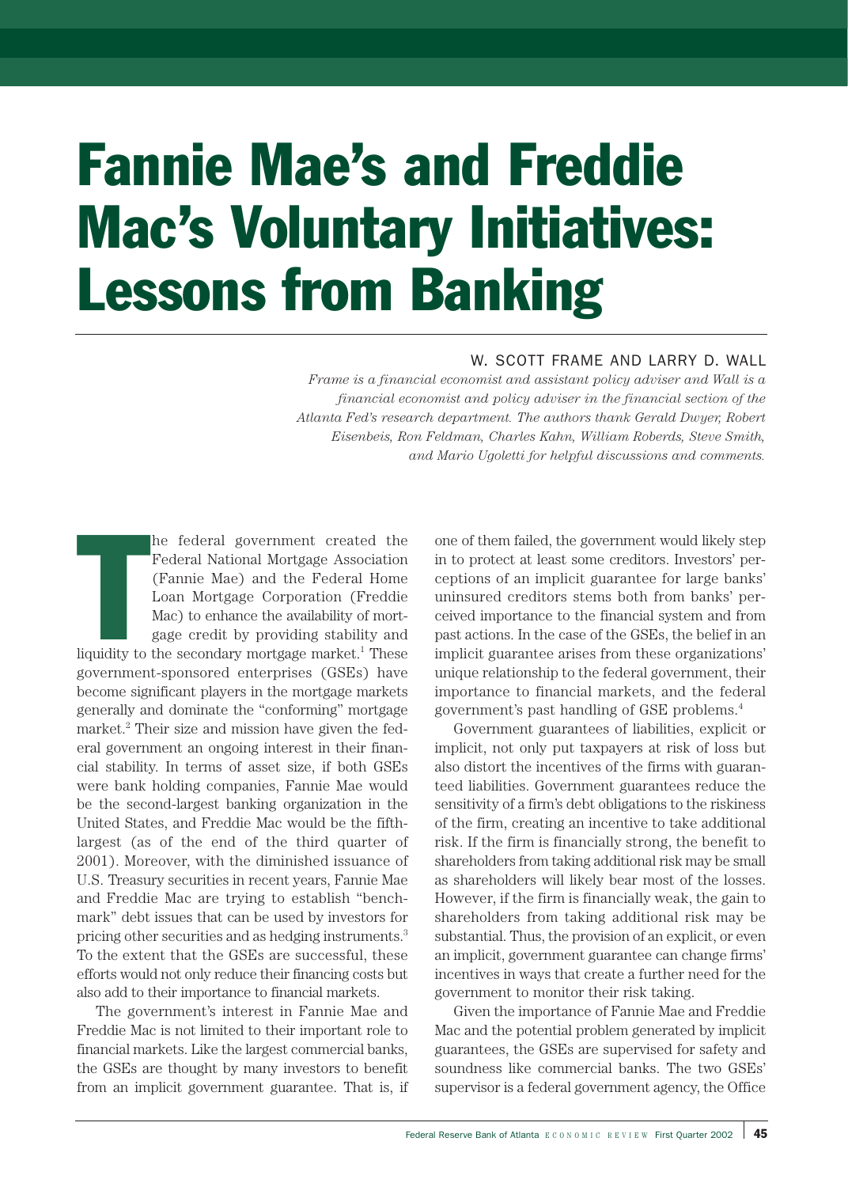# Fannie Mae's and Freddie Mac's Voluntary Initiatives: Lessons from Banking

W. SCOTT FRAME AND LARRY D. WALL

*Frame is a financial economist and assistant policy adviser and Wall is a financial economist and policy adviser in the financial section of the Atlanta Fed's research department. The authors thank Gerald Dwyer, Robert Eisenbeis, Ron Feldman, Charles Kahn, William Roberds, Steve Smith, and Mario Ugoletti for helpful discussions and comments.*

The federal government created the Federal National Mortgage Association (Fannie Mae) and the Federal Home Loan Mortgage Corporation (Freddie Mac) to enhance the availability of mortgage credit by providing stability and liquidity to the secondary mortgage market.[1] These government-sponsored enterprises (GSEs) have become significant players in the mortgage markets generally and dominate the "conforming" mortgage market.[2] Their size and mission have given the federal government an ongoing interest in their financial stability. In terms of asset size, if both GSEs were bank holding companies, Fannie Mae would be the second-largest banking organization in the United States, and Freddie Mac would be the fifth-largest (as of the end of the third quarter of 2001). Moreover, with the diminished issuance of U.S. Treasury securities in recent years, Fannie Mae and Freddie Mac are trying to establish "benchmark" debt issues that can be used by investors for pricing other securities and as hedging instruments.[3] To the extent that the GSEs are successful, these efforts would not only reduce their financing costs but also add to their importance to financial markets.

The government's interest in Fannie Mae and Freddie Mac is not limited to their important role to financial markets. Like the largest commercial banks, the GSEs are thought by many investors to benefit from an implicit government guarantee. That is, if one of them failed, the government would likely step in to protect at least some creditors. Investors' perceptions of an implicit guarantee for large banks' uninsured creditors stems both from banks' perceived importance to the financial system and from past actions. In the case of the GSEs, the belief in an implicit guarantee arises from these organizations' unique relationship to the federal government, their importance to financial markets, and the federal government's past handling of GSE problems.[4]

Government guarantees of liabilities, explicit or implicit, not only put taxpayers at risk of loss but also distort the incentives of the firms with guaranteed liabilities. Government guarantees reduce the sensitivity of a firm's debt obligations to the riskiness of the firm, creating an incentive to take additional risk. If the firm is financially strong, the benefit to shareholders from taking additional risk may be small as shareholders will likely bear most of the losses. However, if the firm is financially weak, the gain to shareholders from taking additional risk may be substantial. Thus, the provision of an explicit, or even an implicit, government guarantee can change firms' incentives in ways that create a further need for the government to monitor their risk taking.

Given the importance of Fannie Mae and Freddie Mac and the potential problem generated by implicit guarantees, the GSEs are supervised for safety and soundness like commercial banks. The two GSEs' supervisor is a federal government agency, the Office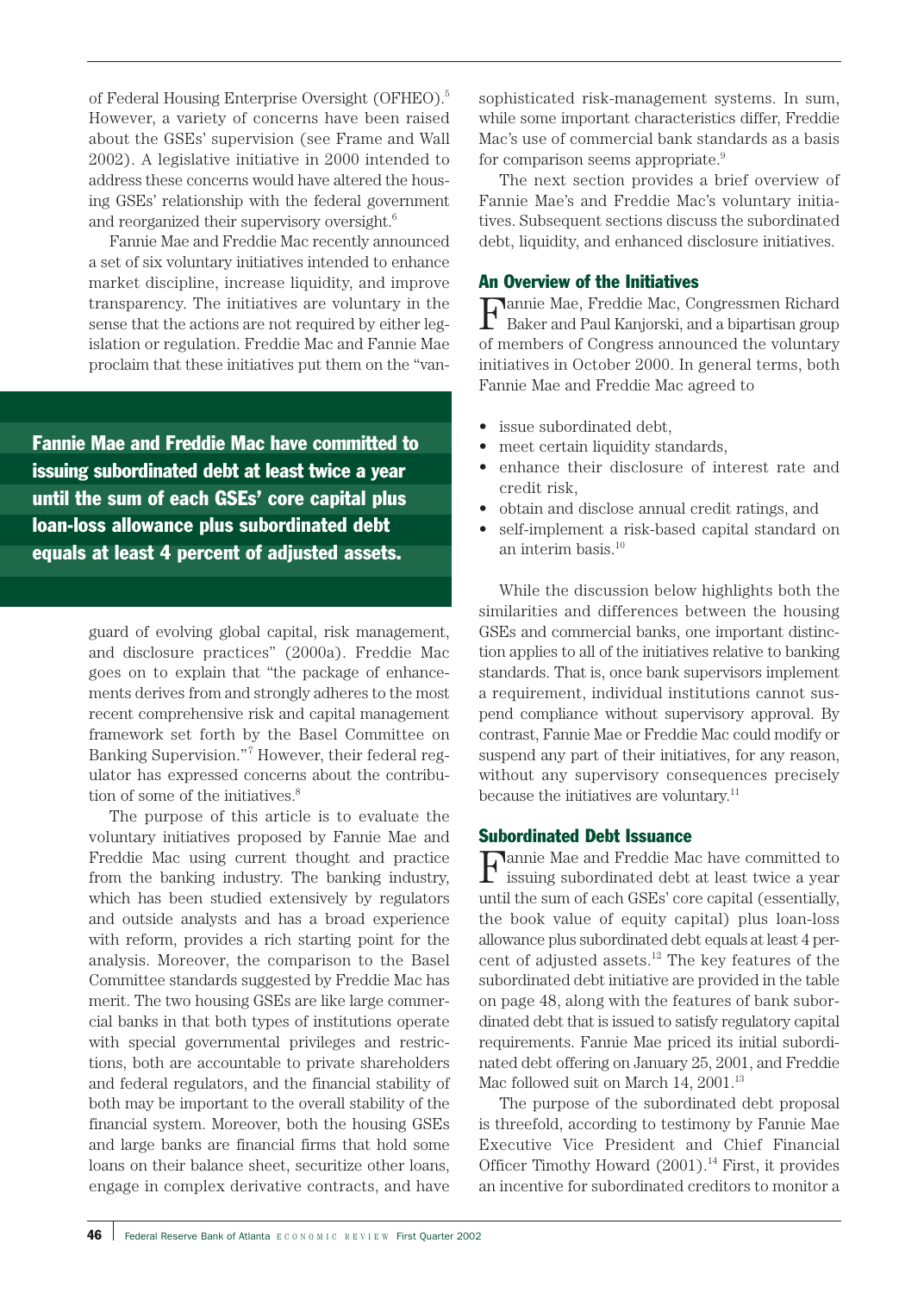of Federal Housing Enterprise Oversight (OFHEO).[5] However, a variety of concerns have been raised about the GSEs' supervision (see Frame and Wall 2002). A legislative initiative in 2000 intended to address these concerns would have altered the housing GSEs' relationship with the federal government and reorganized their supervisory oversight.[6]

Fannie Mae and Freddie Mac recently announced a set of six voluntary initiatives intended to enhance market discipline, increase liquidity, and improve transparency. The initiatives are voluntary in the sense that the actions are not required by either legislation or regulation. Freddie Mac and Fannie Mae proclaim that these initiatives put them on the "vanguard of evolving global capital, risk management, and disclosure practices" (2000a). Freddie Mac goes on to explain that "the package of enhancements derives from and strongly adheres to the most recent comprehensive risk and capital management framework set forth by the Basel Committee on Banking Supervision."[7] However, their federal regulator has expressed concerns about the contribution of some of the initiatives.[8]

**Fannie Mae and Freddie Mac have committed to issuing subordinated debt at least twice a year until the sum of each GSEs' core capital plus loan-loss allowance plus subordinated debt equals at least 4 percent of adjusted assets.**

The purpose of this article is to evaluate the voluntary initiatives proposed by Fannie Mae and Freddie Mac using current thought and practice from the banking industry. The banking industry, which has been studied extensively by regulators and outside analysts and has a broad experience with reform, provides a rich starting point for the analysis. Moreover, the comparison to the Basel Committee standards suggested by Freddie Mac has merit. The two housing GSEs are like large commercial banks in that both types of institutions operate with special governmental privileges and restrictions, both are accountable to private shareholders and federal regulators, and the financial stability of both may be important to the overall stability of the financial system. Moreover, both the housing GSEs and large banks are financial firms that hold some loans on their balance sheet, securitize other loans, engage in complex derivative contracts, and have sophisticated risk-management systems. In sum, while some important characteristics differ, Freddie Mac's use of commercial bank standards as a basis for comparison seems appropriate.[9]

The next section provides a brief overview of Fannie Mae's and Freddie Mac's voluntary initiatives. Subsequent sections discuss the subordinated debt, liquidity, and enhanced disclosure initiatives.

## An Overview of the Initiatives

Fannie Mae, Freddie Mac, Congressmen Richard Baker and Paul Kanjorski, and a bipartisan group of members of Congress announced the voluntary initiatives in October 2000. In general terms, both Fannie Mae and Freddie Mac agreed to

- issue subordinated debt,
- meet certain liquidity standards,
- enhance their disclosure of interest rate and credit risk,
- obtain and disclose annual credit ratings, and
- self-implement a risk-based capital standard on an interim basis.[10]

While the discussion below highlights both the similarities and differences between the housing GSEs and commercial banks, one important distinction applies to all of the initiatives relative to banking standards. That is, once bank supervisors implement a requirement, individual institutions cannot suspend compliance without supervisory approval. By contrast, Fannie Mae or Freddie Mac could modify or suspend any part of their initiatives, for any reason, without any supervisory consequences precisely because the initiatives are voluntary.[11]

## Subordinated Debt Issuance

Fannie Mae and Freddie Mac have committed to issuing subordinated debt at least twice a year until the sum of each GSEs' core capital (essentially, the book value of equity capital) plus loan-loss allowance plus subordinated debt equals at least 4 percent of adjusted assets.[12] The key features of the subordinated debt initiative are provided in the table on page 48, along with the features of bank subordinated debt that is issued to satisfy regulatory capital requirements. Fannie Mae priced its initial subordinated debt offering on January 25, 2001, and Freddie Mac followed suit on March 14, 2001.[13]

The purpose of the subordinated debt proposal is threefold, according to testimony by Fannie Mae Executive Vice President and Chief Financial Officer Timothy Howard (2001).[14] First, it provides an incentive for subordinated creditors to monitor a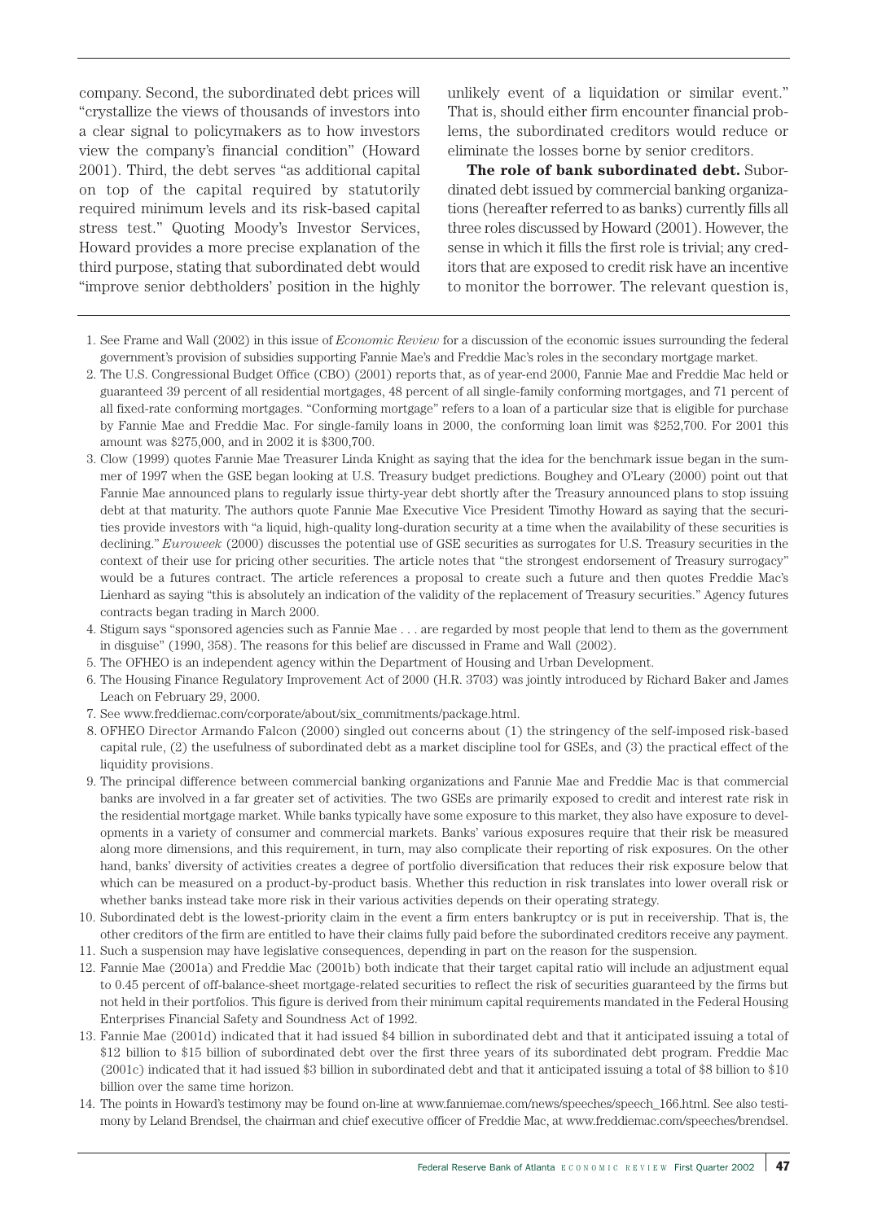company. Second, the subordinated debt prices will "crystallize the views of thousands of investors into a clear signal to policymakers as to how investors view the company's financial condition" (Howard 2001). Third, the debt serves "as additional capital on top of the capital required by statutorily required minimum levels and its risk-based capital stress test." Quoting Moody's Investor Services, Howard provides a more precise explanation of the third purpose, stating that subordinated debt would "improve senior debtholders' position in the highly unlikely event of a liquidation or similar event." That is, should either firm encounter financial problems, the subordinated creditors would reduce or eliminate the losses borne by senior creditors.

**The role of bank subordinated debt.** Subordinated debt issued by commercial banking organizations (hereafter referred to as banks) currently fills all three roles discussed by Howard (2001). However, the sense in which it fills the first role is trivial; any creditors that are exposed to credit risk have an incentive to monitor the borrower. The relevant question is,

---

1. See Frame and Wall (2002) in this issue of *Economic Review* for a discussion of the economic issues surrounding the federal government's provision of subsidies supporting Fannie Mae's and Freddie Mac's roles in the secondary mortgage market.
2. The U.S. Congressional Budget Office (CBO) (2001) reports that, as of year-end 2000, Fannie Mae and Freddie Mac held or guaranteed 39 percent of all residential mortgages, 48 percent of all single-family conforming mortgages, and 71 percent of all fixed-rate conforming mortgages. "Conforming mortgage" refers to a loan of a particular size that is eligible for purchase by Fannie Mae and Freddie Mac. For single-family loans in 2000, the conforming loan limit was $252,700. For 2001 this amount was $275,000, and in 2002 it is $300,700.
3. Clow (1999) quotes Fannie Mae Treasurer Linda Knight as saying that the idea for the benchmark issue began in the summer of 1997 when the GSE began looking at U.S. Treasury budget predictions. Boughey and O'Leary (2000) point out that Fannie Mae announced plans to regularly issue thirty-year debt shortly after the Treasury announced plans to stop issuing debt at that maturity. The authors quote Fannie Mae Executive Vice President Timothy Howard as saying that the securities provide investors with "a liquid, high-quality long-duration security at a time when the availability of these securities is declining." *Euroweek* (2000) discusses the potential use of GSE securities as surrogates for U.S. Treasury securities in the context of their use for pricing other securities. The article notes that "the strongest endorsement of Treasury surrogacy" would be a futures contract. The article references a proposal to create such a future and then quotes Freddie Mac's Lienhard as saying "this is absolutely an indication of the validity of the replacement of Treasury securities." Agency futures contracts began trading in March 2000.
4. Stigum says "sponsored agencies such as Fannie Mae . . . are regarded by most people that lend to them as the government in disguise" (1990, 358). The reasons for this belief are discussed in Frame and Wall (2002).
5. The OFHEO is an independent agency within the Department of Housing and Urban Development.
6. The Housing Finance Regulatory Improvement Act of 2000 (H.R. 3703) was jointly introduced by Richard Baker and James Leach on February 29, 2000.
7. See www.freddiemac.com/corporate/about/six_commitments/package.html.
8. OFHEO Director Armando Falcon (2000) singled out concerns about (1) the stringency of the self-imposed risk-based capital rule, (2) the usefulness of subordinated debt as a market discipline tool for GSEs, and (3) the practical effect of the liquidity provisions.
9. The principal difference between commercial banking organizations and Fannie Mae and Freddie Mac is that commercial banks are involved in a far greater set of activities. The two GSEs are primarily exposed to credit and interest rate risk in the residential mortgage market. While banks typically have some exposure to this market, they also have exposure to developments in a variety of consumer and commercial markets. Banks' various exposures require that their risk be measured along more dimensions, and this requirement, in turn, may also complicate their reporting of risk exposures. On the other hand, banks' diversity of activities creates a degree of portfolio diversification that reduces their risk exposure below that which can be measured on a product-by-product basis. Whether this reduction in risk translates into lower overall risk or whether banks instead take more risk in their various activities depends on their operating strategy.
10. Subordinated debt is the lowest-priority claim in the event a firm enters bankruptcy or is put in receivership. That is, the other creditors of the firm are entitled to have their claims fully paid before the subordinated creditors receive any payment.
11. Such a suspension may have legislative consequences, depending in part on the reason for the suspension.
12. Fannie Mae (2001a) and Freddie Mac (2001b) both indicate that their target capital ratio will include an adjustment equal to 0.45 percent of off-balance-sheet mortgage-related securities to reflect the risk of securities guaranteed by the firms but not held in their portfolios. This figure is derived from their minimum capital requirements mandated in the Federal Housing Enterprises Financial Safety and Soundness Act of 1992.
13. Fannie Mae (2001d) indicated that it had issued $4 billion in subordinated debt and that it anticipated issuing a total of $12 billion to $15 billion of subordinated debt over the first three years of its subordinated debt program. Freddie Mac (2001c) indicated that it had issued $3 billion in subordinated debt and that it anticipated issuing a total of $8 billion to $10 billion over the same time horizon.
14. The points in Howard's testimony may be found on-line at www.fanniemae.com/news/speeches/speech_166.html. See also testimony by Leland Brendsel, the chairman and chief executive officer of Freddie Mac, at www.freddiemac.com/speeches/brendsel.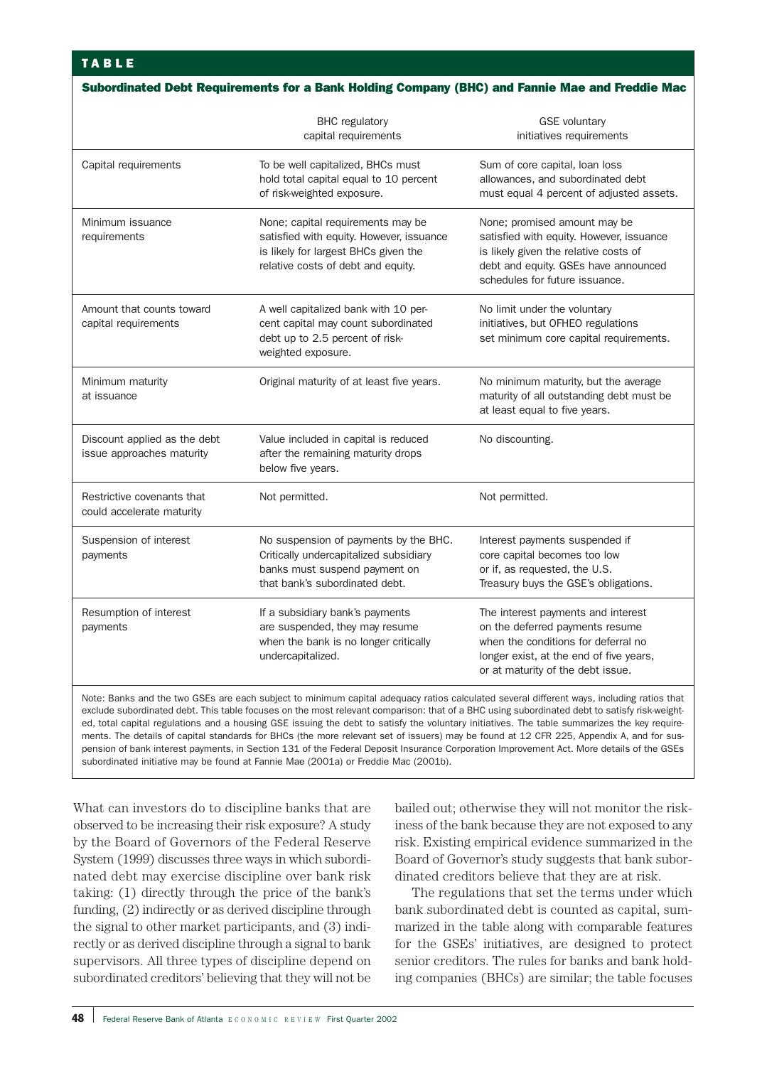**TABLE**

**Subordinated Debt Requirements for a Bank Holding Company (BHC) and Fannie Mae and Freddie Mac**

| | BHC regulatory capital requirements | GSE voluntary initiatives requirements |
|---|---|---|
| Capital requirements | To be well capitalized, BHCs must hold total capital equal to 10 percent of risk-weighted exposure. | Sum of core capital, loan loss allowances, and subordinated debt must equal 4 percent of adjusted assets. |
| Minimum issuance requirements | None; capital requirements may be satisfied with equity. However, issuance is likely for largest BHCs given the relative costs of debt and equity. | None; promised amount may be satisfied with equity. However, issuance is likely given the relative costs of debt and equity. GSEs have announced schedules for future issuance. |
| Amount that counts toward capital requirements | A well capitalized bank with 10 percent capital may count subordinated debt up to 2.5 percent of risk-weighted exposure. | No limit under the voluntary initiatives, but OFHEO regulations set minimum core capital requirements. |
| Minimum maturity at issuance | Original maturity of at least five years. | No minimum maturity, but the average maturity of all outstanding debt must be at least equal to five years. |
| Discount applied as the debt issue approaches maturity | Value included in capital is reduced after the remaining maturity drops below five years. | No discounting. |
| Restrictive covenants that could accelerate maturity | Not permitted. | Not permitted. |
| Suspension of interest payments | No suspension of payments by the BHC. Critically undercapitalized subsidiary banks must suspend payment on that bank's subordinated debt. | Interest payments suspended if core capital becomes too low or if, as requested, the U.S. Treasury buys the GSE's obligations. |
| Resumption of interest payments | If a subsidiary bank's payments are suspended, they may resume when the bank is no longer critically undercapitalized. | The interest payments and interest on the deferred payments resume when the conditions for deferral no longer exist, at the end of five years, or at maturity of the debt issue. |

Note: Banks and the two GSEs are each subject to minimum capital adequacy ratios calculated several different ways, including ratios that exclude subordinated debt. This table focuses on the most relevant comparison: that of a BHC using subordinated debt to satisfy risk-weighted, total capital regulations and a housing GSE issuing the debt to satisfy the voluntary initiatives. The table summarizes the key requirements. The details of capital standards for BHCs (the more relevant set of issuers) may be found at 12 CFR 225, Appendix A, and for suspension of bank interest payments, in Section 131 of the Federal Deposit Insurance Corporation Improvement Act. More details of the GSEs subordinated initiative may be found at Fannie Mae (2001a) or Freddie Mac (2001b).

What can investors do to discipline banks that are observed to be increasing their risk exposure? A study by the Board of Governors of the Federal Reserve System (1999) discusses three ways in which subordinated debt may exercise discipline over bank risk taking: (1) directly through the price of the bank's funding, (2) indirectly or as derived discipline through the signal to other market participants, and (3) indirectly or as derived discipline through a signal to bank supervisors. All three types of discipline depend on subordinated creditors' believing that they will not be bailed out; otherwise they will not monitor the riskiness of the bank because they are not exposed to any risk. Existing empirical evidence summarized in the Board of Governor's study suggests that bank subordinated creditors believe that they are at risk.

The regulations that set the terms under which bank subordinated debt is counted as capital, summarized in the table along with comparable features for the GSEs' initiatives, are designed to protect senior creditors. The rules for banks and bank holding companies (BHCs) are similar; the table focuses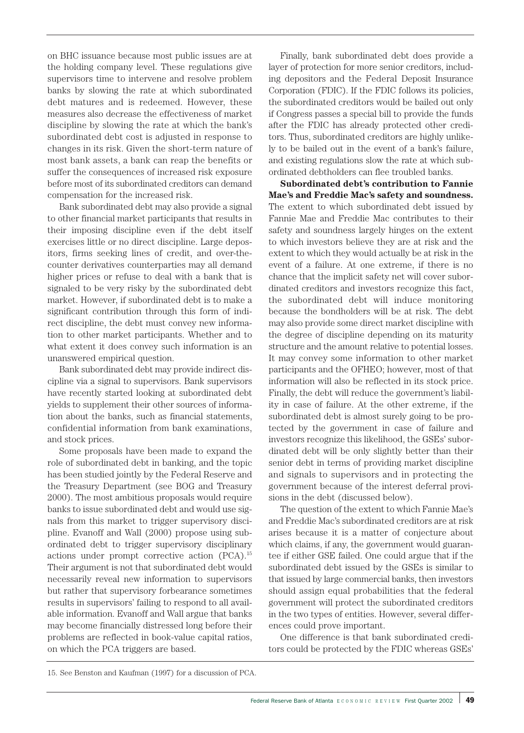on BHC issuance because most public issues are at the holding company level. These regulations give supervisors time to intervene and resolve problem banks by slowing the rate at which subordinated debt matures and is redeemed. However, these measures also decrease the effectiveness of market discipline by slowing the rate at which the bank's subordinated debt cost is adjusted in response to changes in its risk. Given the short-term nature of most bank assets, a bank can reap the benefits or suffer the consequences of increased risk exposure before most of its subordinated creditors can demand compensation for the increased risk.

Bank subordinated debt may also provide a signal to other financial market participants that results in their imposing discipline even if the debt itself exercises little or no direct discipline. Large depositors, firms seeking lines of credit, and over-the-counter derivatives counterparties may all demand higher prices or refuse to deal with a bank that is signaled to be very risky by the subordinated debt market. However, if subordinated debt is to make a significant contribution through this form of indirect discipline, the debt must convey new information to other market participants. Whether and to what extent it does convey such information is an unanswered empirical question.

Bank subordinated debt may provide indirect discipline via a signal to supervisors. Bank supervisors have recently started looking at subordinated debt yields to supplement their other sources of information about the banks, such as financial statements, confidential information from bank examinations, and stock prices.

Some proposals have been made to expand the role of subordinated debt in banking, and the topic has been studied jointly by the Federal Reserve and the Treasury Department (see BOG and Treasury 2000). The most ambitious proposals would require banks to issue subordinated debt and would use signals from this market to trigger supervisory discipline. Evanoff and Wall (2000) propose using subordinated debt to trigger supervisory disciplinary actions under prompt corrective action (PCA).[15] Their argument is not that subordinated debt would necessarily reveal new information to supervisors but rather that supervisory forbearance sometimes results in supervisors' failing to respond to all available information. Evanoff and Wall argue that banks may become financially distressed long before their problems are reflected in book-value capital ratios, on which the PCA triggers are based.

Finally, bank subordinated debt does provide a layer of protection for more senior creditors, including depositors and the Federal Deposit Insurance Corporation (FDIC). If the FDIC follows its policies, the subordinated creditors would be bailed out only if Congress passes a special bill to provide the funds after the FDIC has already protected other creditors. Thus, subordinated creditors are highly unlikely to be bailed out in the event of a bank's failure, and existing regulations slow the rate at which subordinated debtholders can flee troubled banks.

**Subordinated debt's contribution to Fannie Mae's and Freddie Mac's safety and soundness.** The extent to which subordinated debt issued by Fannie Mae and Freddie Mac contributes to their safety and soundness largely hinges on the extent to which investors believe they are at risk and the extent to which they would actually be at risk in the event of a failure. At one extreme, if there is no chance that the implicit safety net will cover subordinated creditors and investors recognize this fact, the subordinated debt will induce monitoring because the bondholders will be at risk. The debt may also provide some direct market discipline with the degree of discipline depending on its maturity structure and the amount relative to potential losses. It may convey some information to other market participants and the OFHEO; however, most of that information will also be reflected in its stock price. Finally, the debt will reduce the government's liability in case of failure. At the other extreme, if the subordinated debt is almost surely going to be protected by the government in case of failure and investors recognize this likelihood, the GSEs' subordinated debt will be only slightly better than their senior debt in terms of providing market discipline and signals to supervisors and in protecting the government because of the interest deferral provisions in the debt (discussed below).

The question of the extent to which Fannie Mae's and Freddie Mac's subordinated creditors are at risk arises because it is a matter of conjecture about which claims, if any, the government would guarantee if either GSE failed. One could argue that if the subordinated debt issued by the GSEs is similar to that issued by large commercial banks, then investors should assign equal probabilities that the federal government will protect the subordinated creditors in the two types of entities. However, several differences could prove important.

One difference is that bank subordinated creditors could be protected by the FDIC whereas GSEs'

15. See Benston and Kaufman (1997) for a discussion of PCA.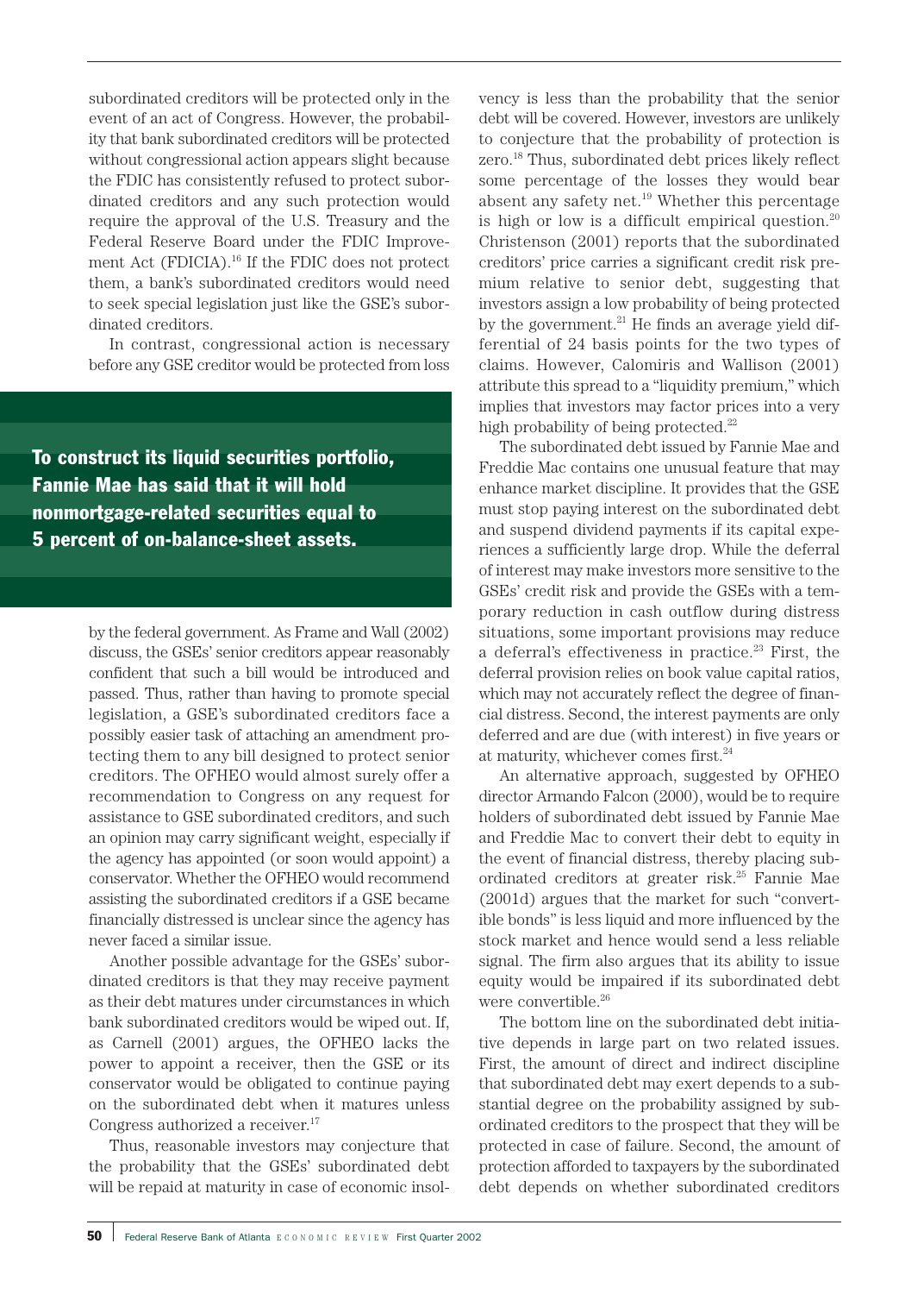subordinated creditors will be protected only in the event of an act of Congress. However, the probability that bank subordinated creditors will be protected without congressional action appears slight because the FDIC has consistently refused to protect subordinated creditors and any such protection would require the approval of the U.S. Treasury and the Federal Reserve Board under the FDIC Improvement Act (FDICIA).[16] If the FDIC does not protect them, a bank's subordinated creditors would need to seek special legislation just like the GSE's subordinated creditors.

In contrast, congressional action is necessary before any GSE creditor would be protected from loss by the federal government. As Frame and Wall (2002) discuss, the GSEs' senior creditors appear reasonably confident that such a bill would be introduced and passed. Thus, rather than having to promote special legislation, a GSE's subordinated creditors face a possibly easier task of attaching an amendment protecting them to any bill designed to protect senior creditors. The OFHEO would almost surely offer a recommendation to Congress on any request for assistance to GSE subordinated creditors, and such an opinion may carry significant weight, especially if the agency has appointed (or soon would appoint) a conservator. Whether the OFHEO would recommend assisting the subordinated creditors if a GSE became financially distressed is unclear since the agency has never faced a similar issue.

**To construct its liquid securities portfolio, Fannie Mae has said that it will hold nonmortgage-related securities equal to 5 percent of on-balance-sheet assets.**

Another possible advantage for the GSEs' subordinated creditors is that they may receive payment as their debt matures under circumstances in which bank subordinated creditors would be wiped out. If, as Carnell (2001) argues, the OFHEO lacks the power to appoint a receiver, then the GSE or its conservator would be obligated to continue paying on the subordinated debt when it matures unless Congress authorized a receiver.[17]

Thus, reasonable investors may conjecture that the probability that the GSEs' subordinated debt will be repaid at maturity in case of economic insolvency is less than the probability that the senior debt will be covered. However, investors are unlikely to conjecture that the probability of protection is zero.[18] Thus, subordinated debt prices likely reflect some percentage of the losses they would bear absent any safety net.[19] Whether this percentage is high or low is a difficult empirical question.[20] Christenson (2001) reports that the subordinated creditors' price carries a significant credit risk premium relative to senior debt, suggesting that investors assign a low probability of being protected by the government.[21] He finds an average yield differential of 24 basis points for the two types of claims. However, Calomiris and Wallison (2001) attribute this spread to a "liquidity premium," which implies that investors may factor prices into a very high probability of being protected.[22]

The subordinated debt issued by Fannie Mae and Freddie Mac contains one unusual feature that may enhance market discipline. It provides that the GSE must stop paying interest on the subordinated debt and suspend dividend payments if its capital experiences a sufficiently large drop. While the deferral of interest may make investors more sensitive to the GSEs' credit risk and provide the GSEs with a temporary reduction in cash outflow during distress situations, some important provisions may reduce a deferral's effectiveness in practice.[23] First, the deferral provision relies on book value capital ratios, which may not accurately reflect the degree of financial distress. Second, the interest payments are only deferred and are due (with interest) in five years or at maturity, whichever comes first.[24]

An alternative approach, suggested by OFHEO director Armando Falcon (2000), would be to require holders of subordinated debt issued by Fannie Mae and Freddie Mac to convert their debt to equity in the event of financial distress, thereby placing subordinated creditors at greater risk.[25] Fannie Mae (2001d) argues that the market for such "convertible bonds" is less liquid and more influenced by the stock market and hence would send a less reliable signal. The firm also argues that its ability to issue equity would be impaired if its subordinated debt were convertible.[26]

The bottom line on the subordinated debt initiative depends in large part on two related issues. First, the amount of direct and indirect discipline that subordinated debt may exert depends to a substantial degree on the probability assigned by subordinated creditors to the prospect that they will be protected in case of failure. Second, the amount of protection afforded to taxpayers by the subordinated debt depends on whether subordinated creditors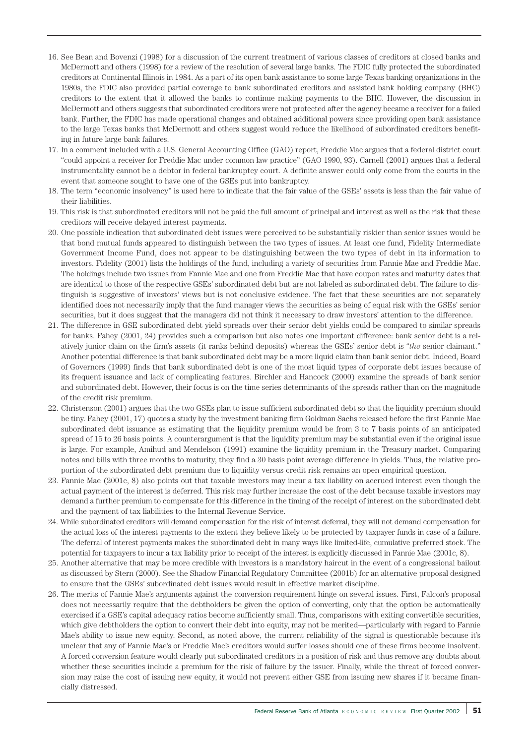16. See Bean and Bovenzi (1998) for a discussion of the current treatment of various classes of creditors at closed banks and McDermott and others (1998) for a review of the resolution of several large banks. The FDIC fully protected the subordinated creditors at Continental Illinois in 1984. As a part of its open bank assistance to some large Texas banking organizations in the 1980s, the FDIC also provided partial coverage to bank subordinated creditors and assisted bank holding company (BHC) creditors to the extent that it allowed the banks to continue making payments to the BHC. However, the discussion in McDermott and others suggests that subordinated creditors were not protected after the agency became a receiver for a failed bank. Further, the FDIC has made operational changes and obtained additional powers since providing open bank assistance to the large Texas banks that McDermott and others suggest would reduce the likelihood of subordinated creditors benefiting in future large bank failures.
17. In a comment included with a U.S. General Accounting Office (GAO) report, Freddie Mac argues that a federal district court "could appoint a receiver for Freddie Mac under common law practice" (GAO 1990, 93). Carnell (2001) argues that a federal instrumentality cannot be a debtor in federal bankruptcy court. A definite answer could only come from the courts in the event that someone sought to have one of the GSEs put into bankruptcy.
18. The term "economic insolvency" is used here to indicate that the fair value of the GSEs' assets is less than the fair value of their liabilities.
19. This risk is that subordinated creditors will not be paid the full amount of principal and interest as well as the risk that these creditors will receive delayed interest payments.
20. One possible indication that subordinated debt issues were perceived to be substantially riskier than senior issues would be that bond mutual funds appeared to distinguish between the two types of issues. At least one fund, Fidelity Intermediate Government Income Fund, does not appear to be distinguishing between the two types of debt in its information to investors. Fidelity (2001) lists the holdings of the fund, including a variety of securities from Fannie Mae and Freddie Mac. The holdings include two issues from Fannie Mae and one from Freddie Mac that have coupon rates and maturity dates that are identical to those of the respective GSEs' subordinated debt but are not labeled as subordinated debt. The failure to distinguish is suggestive of investors' views but is not conclusive evidence. The fact that these securities are not separately identified does not necessarily imply that the fund manager views the securities as being of equal risk with the GSEs' senior securities, but it does suggest that the managers did not think it necessary to draw investors' attention to the difference.
21. The difference in GSE subordinated debt yield spreads over their senior debt yields could be compared to similar spreads for banks. Fahey (2001, 24) provides such a comparison but also notes one important difference: bank senior debt is a relatively junior claim on the firm's assets (it ranks behind deposits) whereas the GSEs' senior debt is "*the* senior claimant." Another potential difference is that bank subordinated debt may be a more liquid claim than bank senior debt. Indeed, Board of Governors (1999) finds that bank subordinated debt is one of the most liquid types of corporate debt issues because of its frequent issuance and lack of complicating features. Birchler and Hancock (2000) examine the spreads of bank senior and subordinated debt. However, their focus is on the time series determinants of the spreads rather than on the magnitude of the credit risk premium.
22. Christenson (2001) argues that the two GSEs plan to issue sufficient subordinated debt so that the liquidity premium should be tiny. Fahey (2001, 17) quotes a study by the investment banking firm Goldman Sachs released before the first Fannie Mae subordinated debt issuance as estimating that the liquidity premium would be from 3 to 7 basis points of an anticipated spread of 15 to 26 basis points. A counterargument is that the liquidity premium may be substantial even if the original issue is large. For example, Amihud and Mendelson (1991) examine the liquidity premium in the Treasury market. Comparing notes and bills with three months to maturity, they find a 30 basis point average difference in yields. Thus, the relative proportion of the subordinated debt premium due to liquidity versus credit risk remains an open empirical question.
23. Fannie Mae (2001c, 8) also points out that taxable investors may incur a tax liability on accrued interest even though the actual payment of the interest is deferred. This risk may further increase the cost of the debt because taxable investors may demand a further premium to compensate for this difference in the timing of the receipt of interest on the subordinated debt and the payment of tax liabilities to the Internal Revenue Service.
24. While subordinated creditors will demand compensation for the risk of interest deferral, they will not demand compensation for the actual loss of the interest payments to the extent they believe likely to be protected by taxpayer funds in case of a failure. The deferral of interest payments makes the subordinated debt in many ways like limited-life, cumulative preferred stock. The potential for taxpayers to incur a tax liability prior to receipt of the interest is explicitly discussed in Fannie Mae (2001c, 8).
25. Another alternative that may be more credible with investors is a mandatory haircut in the event of a congressional bailout as discussed by Stern (2000). See the Shadow Financial Regulatory Committee (2001b) for an alternative proposal designed to ensure that the GSEs' subordinated debt issues would result in effective market discipline.
26. The merits of Fannie Mae's arguments against the conversion requirement hinge on several issues. First, Falcon's proposal does not necessarily require that the debtholders be given the option of converting, only that the option be automatically exercised if a GSE's capital adequacy ratios become sufficiently small. Thus, comparisons with existing convertible securities, which give debtholders the option to convert their debt into equity, may not be merited—particularly with regard to Fannie Mae's ability to issue new equity. Second, as noted above, the current reliability of the signal is questionable because it's unclear that any of Fannie Mae's or Freddie Mac's creditors would suffer losses should one of these firms become insolvent. A forced conversion feature would clearly put subordinated creditors in a position of risk and thus remove any doubts about whether these securities include a premium for the risk of failure by the issuer. Finally, while the threat of forced conversion may raise the cost of issuing new equity, it would not prevent either GSE from issuing new shares if it became financially distressed.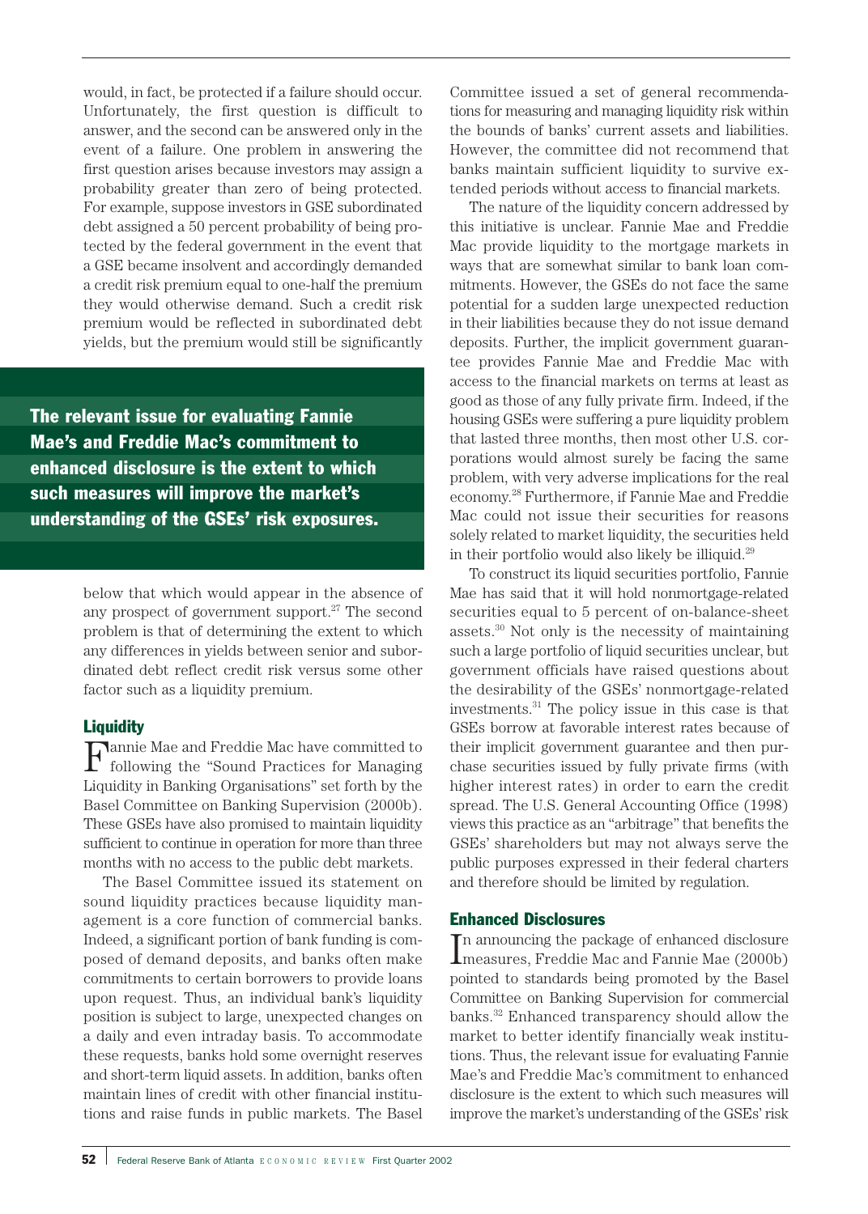would, in fact, be protected if a failure should occur. Unfortunately, the first question is difficult to answer, and the second can be answered only in the event of a failure. One problem in answering the first question arises because investors may assign a probability greater than zero of being protected. For example, suppose investors in GSE subordinated debt assigned a 50 percent probability of being protected by the federal government in the event that a GSE became insolvent and accordingly demanded a credit risk premium equal to one-half the premium they would otherwise demand. Such a credit risk premium would be reflected in subordinated debt yields, but the premium would still be significantly below that which would appear in the absence of any prospect of government support.[27] The second problem is that of determining the extent to which any differences in yields between senior and subordinated debt reflect credit risk versus some other factor such as a liquidity premium.

**The relevant issue for evaluating Fannie Mae's and Freddie Mac's commitment to enhanced disclosure is the extent to which such measures will improve the market's understanding of the GSEs' risk exposures.**

## Liquidity

Fannie Mae and Freddie Mac have committed to following the "Sound Practices for Managing Liquidity in Banking Organisations" set forth by the Basel Committee on Banking Supervision (2000b). These GSEs have also promised to maintain liquidity sufficient to continue in operation for more than three months with no access to the public debt markets.

The Basel Committee issued its statement on sound liquidity practices because liquidity management is a core function of commercial banks. Indeed, a significant portion of bank funding is composed of demand deposits, and banks often make commitments to certain borrowers to provide loans upon request. Thus, an individual bank's liquidity position is subject to large, unexpected changes on a daily and even intraday basis. To accommodate these requests, banks hold some overnight reserves and short-term liquid assets. In addition, banks often maintain lines of credit with other financial institutions and raise funds in public markets. The Basel Committee issued a set of general recommendations for measuring and managing liquidity risk within the bounds of banks' current assets and liabilities. However, the committee did not recommend that banks maintain sufficient liquidity to survive extended periods without access to financial markets.

The nature of the liquidity concern addressed by this initiative is unclear. Fannie Mae and Freddie Mac provide liquidity to the mortgage markets in ways that are somewhat similar to bank loan commitments. However, the GSEs do not face the same potential for a sudden large unexpected reduction in their liabilities because they do not issue demand deposits. Further, the implicit government guarantee provides Fannie Mae and Freddie Mac with access to the financial markets on terms at least as good as those of any fully private firm. Indeed, if the housing GSEs were suffering a pure liquidity problem that lasted three months, then most other U.S. corporations would almost surely be facing the same problem, with very adverse implications for the real economy.[28] Furthermore, if Fannie Mae and Freddie Mac could not issue their securities for reasons solely related to market liquidity, the securities held in their portfolio would also likely be illiquid.[29]

To construct its liquid securities portfolio, Fannie Mae has said that it will hold nonmortgage-related securities equal to 5 percent of on-balance-sheet assets.[30] Not only is the necessity of maintaining such a large portfolio of liquid securities unclear, but government officials have raised questions about the desirability of the GSEs' nonmortgage-related investments.[31] The policy issue in this case is that GSEs borrow at favorable interest rates because of their implicit government guarantee and then purchase securities issued by fully private firms (with higher interest rates) in order to earn the credit spread. The U.S. General Accounting Office (1998) views this practice as an "arbitrage" that benefits the GSEs' shareholders but may not always serve the public purposes expressed in their federal charters and therefore should be limited by regulation.

## Enhanced Disclosures

In announcing the package of enhanced disclosure measures, Freddie Mac and Fannie Mae (2000b) pointed to standards being promoted by the Basel Committee on Banking Supervision for commercial banks.[32] Enhanced transparency should allow the market to better identify financially weak institutions. Thus, the relevant issue for evaluating Fannie Mae's and Freddie Mac's commitment to enhanced disclosure is the extent to which such measures will improve the market's understanding of the GSEs' risk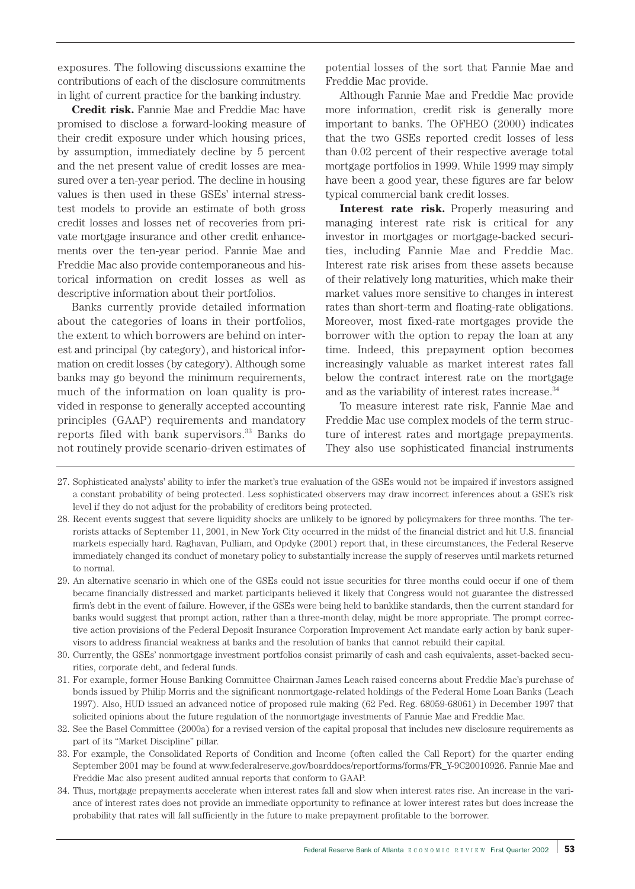exposures. The following discussions examine the contributions of each of the disclosure commitments in light of current practice for the banking industry.

**Credit risk.** Fannie Mae and Freddie Mac have promised to disclose a forward-looking measure of their credit exposure under which housing prices, by assumption, immediately decline by 5 percent and the net present value of credit losses are measured over a ten-year period. The decline in housing values is then used in these GSEs' internal stress-test models to provide an estimate of both gross credit losses and losses net of recoveries from private mortgage insurance and other credit enhancements over the ten-year period. Fannie Mae and Freddie Mac also provide contemporaneous and historical information on credit losses as well as descriptive information about their portfolios.

Banks currently provide detailed information about the categories of loans in their portfolios, the extent to which borrowers are behind on interest and principal (by category), and historical information on credit losses (by category). Although some banks may go beyond the minimum requirements, much of the information on loan quality is provided in response to generally accepted accounting principles (GAAP) requirements and mandatory reports filed with bank supervisors.[33] Banks do not routinely provide scenario-driven estimates of potential losses of the sort that Fannie Mae and Freddie Mac provide.

Although Fannie Mae and Freddie Mac provide more information, credit risk is generally more important to banks. The OFHEO (2000) indicates that the two GSEs reported credit losses of less than 0.02 percent of their respective average total mortgage portfolios in 1999. While 1999 may simply have been a good year, these figures are far below typical commercial bank credit losses.

**Interest rate risk.** Properly measuring and managing interest rate risk is critical for any investor in mortgages or mortgage-backed securities, including Fannie Mae and Freddie Mac. Interest rate risk arises from these assets because of their relatively long maturities, which make their market values more sensitive to changes in interest rates than short-term and floating-rate obligations. Moreover, most fixed-rate mortgages provide the borrower with the option to repay the loan at any time. Indeed, this prepayment option becomes increasingly valuable as market interest rates fall below the contract interest rate on the mortgage and as the variability of interest rates increase.[34]

To measure interest rate risk, Fannie Mae and Freddie Mac use complex models of the term structure of interest rates and mortgage prepayments. They also use sophisticated financial instruments

27. Sophisticated analysts' ability to infer the market's true evaluation of the GSEs would not be impaired if investors assigned a constant probability of being protected. Less sophisticated observers may draw incorrect inferences about a GSE's risk level if they do not adjust for the probability of creditors being protected.

28. Recent events suggest that severe liquidity shocks are unlikely to be ignored by policymakers for three months. The terrorists attacks of September 11, 2001, in New York City occurred in the midst of the financial district and hit U.S. financial markets especially hard. Raghavan, Pulliam, and Opdyke (2001) report that, in these circumstances, the Federal Reserve immediately changed its conduct of monetary policy to substantially increase the supply of reserves until markets returned to normal.

29. An alternative scenario in which one of the GSEs could not issue securities for three months could occur if one of them became financially distressed and market participants believed it likely that Congress would not guarantee the distressed firm's debt in the event of failure. However, if the GSEs were being held to banklike standards, then the current standard for banks would suggest that prompt action, rather than a three-month delay, might be more appropriate. The prompt corrective action provisions of the Federal Deposit Insurance Corporation Improvement Act mandate early action by bank supervisors to address financial weakness at banks and the resolution of banks that cannot rebuild their capital.

30. Currently, the GSEs' nonmortgage investment portfolios consist primarily of cash and cash equivalents, asset-backed securities, corporate debt, and federal funds.

31. For example, former House Banking Committee Chairman James Leach raised concerns about Freddie Mac's purchase of bonds issued by Philip Morris and the significant nonmortgage-related holdings of the Federal Home Loan Banks (Leach 1997). Also, HUD issued an advanced notice of proposed rule making (62 Fed. Reg. 68059-68061) in December 1997 that solicited opinions about the future regulation of the nonmortgage investments of Fannie Mae and Freddie Mac.

32. See the Basel Committee (2000a) for a revised version of the capital proposal that includes new disclosure requirements as part of its "Market Discipline" pillar.

33. For example, the Consolidated Reports of Condition and Income (often called the Call Report) for the quarter ending September 2001 may be found at www.federalreserve.gov/boarddocs/reportforms/forms/FR_Y-9C20010926. Fannie Mae and Freddie Mac also present audited annual reports that conform to GAAP.

34. Thus, mortgage prepayments accelerate when interest rates fall and slow when interest rates rise. An increase in the variance of interest rates does not provide an immediate opportunity to refinance at lower interest rates but does increase the probability that rates will fall sufficiently in the future to make prepayment profitable to the borrower.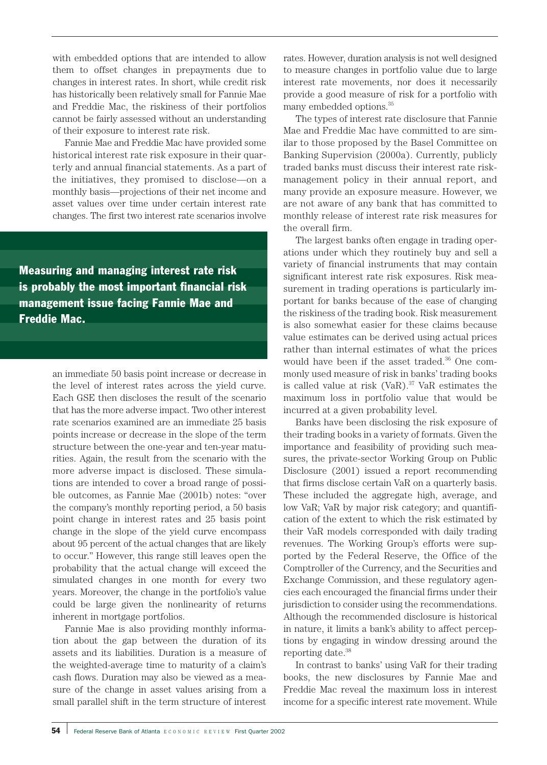with embedded options that are intended to allow them to offset changes in prepayments due to changes in interest rates. In short, while credit risk has historically been relatively small for Fannie Mae and Freddie Mac, the riskiness of their portfolios cannot be fairly assessed without an understanding of their exposure to interest rate risk.

Fannie Mae and Freddie Mac have provided some historical interest rate risk exposure in their quarterly and annual financial statements. As a part of the initiatives, they promised to disclose—on a monthly basis—projections of their net income and asset values over time under certain interest rate changes. The first two interest rate scenarios involve an immediate 50 basis point increase or decrease in the level of interest rates across the yield curve. Each GSE then discloses the result of the scenario that has the more adverse impact. Two other interest rate scenarios examined are an immediate 25 basis points increase or decrease in the slope of the term structure between the one-year and ten-year maturities. Again, the result from the scenario with the more adverse impact is disclosed. These simulations are intended to cover a broad range of possible outcomes, as Fannie Mae (2001b) notes: "over the company's monthly reporting period, a 50 basis point change in interest rates and 25 basis point change in the slope of the yield curve encompass about 95 percent of the actual changes that are likely to occur." However, this range still leaves open the probability that the actual change will exceed the simulated changes in one month for every two years. Moreover, the change in the portfolio's value could be large given the nonlinearity of returns inherent in mortgage portfolios.

**Measuring and managing interest rate risk is probably the most important financial risk management issue facing Fannie Mae and Freddie Mac.**

Fannie Mae is also providing monthly information about the gap between the duration of its assets and its liabilities. Duration is a measure of the weighted-average time to maturity of a claim's cash flows. Duration may also be viewed as a measure of the change in asset values arising from a small parallel shift in the term structure of interest rates. However, duration analysis is not well designed to measure changes in portfolio value due to large interest rate movements, nor does it necessarily provide a good measure of risk for a portfolio with many embedded options.[35]

The types of interest rate disclosure that Fannie Mae and Freddie Mac have committed to are similar to those proposed by the Basel Committee on Banking Supervision (2000a). Currently, publicly traded banks must discuss their interest rate risk-management policy in their annual report, and many provide an exposure measure. However, we are not aware of any bank that has committed to monthly release of interest rate risk measures for the overall firm.

The largest banks often engage in trading operations under which they routinely buy and sell a variety of financial instruments that may contain significant interest rate risk exposures. Risk measurement in trading operations is particularly important for banks because of the ease of changing the riskiness of the trading book. Risk measurement is also somewhat easier for these claims because value estimates can be derived using actual prices rather than internal estimates of what the prices would have been if the asset traded.[36] One commonly used measure of risk in banks' trading books is called value at risk (VaR).[37] VaR estimates the maximum loss in portfolio value that would be incurred at a given probability level.

Banks have been disclosing the risk exposure of their trading books in a variety of formats. Given the importance and feasibility of providing such measures, the private-sector Working Group on Public Disclosure (2001) issued a report recommending that firms disclose certain VaR on a quarterly basis. These included the aggregate high, average, and low VaR; VaR by major risk category; and quantification of the extent to which the risk estimated by their VaR models corresponded with daily trading revenues. The Working Group's efforts were supported by the Federal Reserve, the Office of the Comptroller of the Currency, and the Securities and Exchange Commission, and these regulatory agencies each encouraged the financial firms under their jurisdiction to consider using the recommendations. Although the recommended disclosure is historical in nature, it limits a bank's ability to affect perceptions by engaging in window dressing around the reporting date.[38]

In contrast to banks' using VaR for their trading books, the new disclosures by Fannie Mae and Freddie Mac reveal the maximum loss in interest income for a specific interest rate movement. While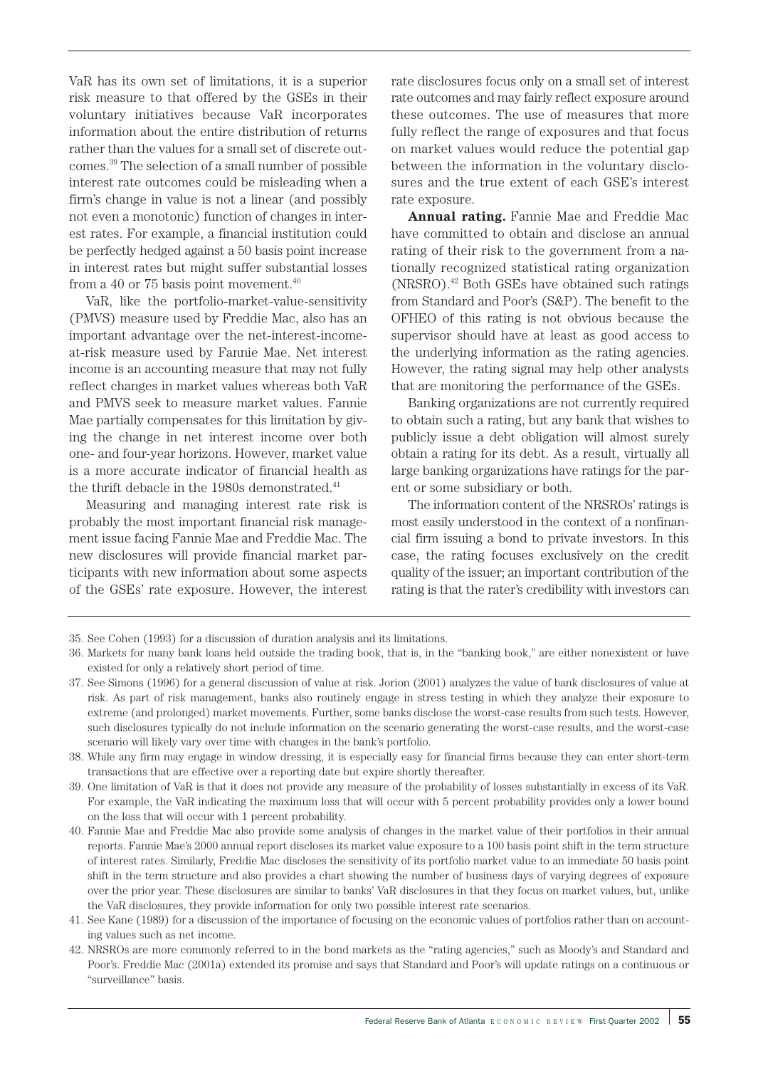VaR has its own set of limitations, it is a superior risk measure to that offered by the GSEs in their voluntary initiatives because VaR incorporates information about the entire distribution of returns rather than the values for a small set of discrete outcomes.[39] The selection of a small number of possible interest rate outcomes could be misleading when a firm's change in value is not a linear (and possibly not even a monotonic) function of changes in interest rates. For example, a financial institution could be perfectly hedged against a 50 basis point increase in interest rates but might suffer substantial losses from a 40 or 75 basis point movement.[40]

VaR, like the portfolio-market-value-sensitivity (PMVS) measure used by Freddie Mac, also has an important advantage over the net-interest-income-at-risk measure used by Fannie Mae. Net interest income is an accounting measure that may not fully reflect changes in market values whereas both VaR and PMVS seek to measure market values. Fannie Mae partially compensates for this limitation by giving the change in net interest income over both one- and four-year horizons. However, market value is a more accurate indicator of financial health as the thrift debacle in the 1980s demonstrated.[41]

Measuring and managing interest rate risk is probably the most important financial risk management issue facing Fannie Mae and Freddie Mac. The new disclosures will provide financial market participants with new information about some aspects of the GSEs' rate exposure. However, the interest rate disclosures focus only on a small set of interest rate outcomes and may fairly reflect exposure around these outcomes. The use of measures that more fully reflect the range of exposures and that focus on market values would reduce the potential gap between the information in the voluntary disclosures and the true extent of each GSE's interest rate exposure.

**Annual rating.** Fannie Mae and Freddie Mac have committed to obtain and disclose an annual rating of their risk to the government from a nationally recognized statistical rating organization (NRSRO).[42] Both GSEs have obtained such ratings from Standard and Poor's (S&P). The benefit to the OFHEO of this rating is not obvious because the supervisor should have at least as good access to the underlying information as the rating agencies. However, the rating signal may help other analysts that are monitoring the performance of the GSEs.

Banking organizations are not currently required to obtain such a rating, but any bank that wishes to publicly issue a debt obligation will almost surely obtain a rating for its debt. As a result, virtually all large banking organizations have ratings for the parent or some subsidiary or both.

The information content of the NRSROs' ratings is most easily understood in the context of a nonfinancial firm issuing a bond to private investors. In this case, the rating focuses exclusively on the credit quality of the issuer; an important contribution of the rating is that the rater's credibility with investors can

---

35. See Cohen (1993) for a discussion of duration analysis and its limitations.
36. Markets for many bank loans held outside the trading book, that is, in the "banking book," are either nonexistent or have existed for only a relatively short period of time.
37. See Simons (1996) for a general discussion of value at risk. Jorion (2001) analyzes the value of bank disclosures of value at risk. As part of risk management, banks also routinely engage in stress testing in which they analyze their exposure to extreme (and prolonged) market movements. Further, some banks disclose the worst-case results from such tests. However, such disclosures typically do not include information on the scenario generating the worst-case results, and the worst-case scenario will likely vary over time with changes in the bank's portfolio.
38. While any firm may engage in window dressing, it is especially easy for financial firms because they can enter short-term transactions that are effective over a reporting date but expire shortly thereafter.
39. One limitation of VaR is that it does not provide any measure of the probability of losses substantially in excess of its VaR. For example, the VaR indicating the maximum loss that will occur with 5 percent probability provides only a lower bound on the loss that will occur with 1 percent probability.
40. Fannie Mae and Freddie Mac also provide some analysis of changes in the market value of their portfolios in their annual reports. Fannie Mae's 2000 annual report discloses its market value exposure to a 100 basis point shift in the term structure of interest rates. Similarly, Freddie Mac discloses the sensitivity of its portfolio market value to an immediate 50 basis point shift in the term structure and also provides a chart showing the number of business days of varying degrees of exposure over the prior year. These disclosures are similar to banks' VaR disclosures in that they focus on market values, but, unlike the VaR disclosures, they provide information for only two possible interest rate scenarios.
41. See Kane (1989) for a discussion of the importance of focusing on the economic values of portfolios rather than on accounting values such as net income.
42. NRSROs are more commonly referred to in the bond markets as the "rating agencies," such as Moody's and Standard and Poor's. Freddie Mac (2001a) extended its promise and says that Standard and Poor's will update ratings on a continuous or "surveillance" basis.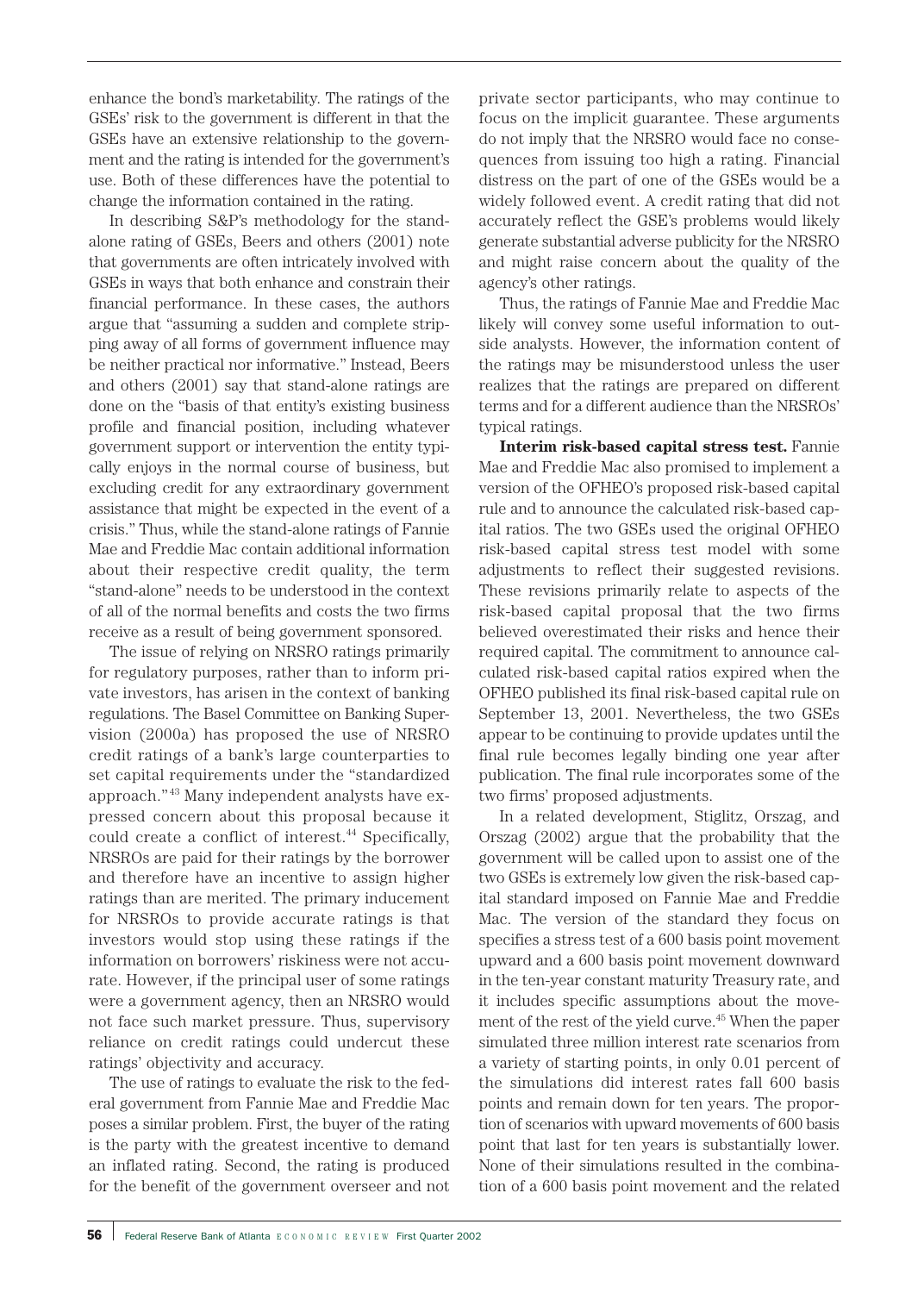enhance the bond's marketability. The ratings of the GSEs' risk to the government is different in that the GSEs have an extensive relationship to the government and the rating is intended for the government's use. Both of these differences have the potential to change the information contained in the rating.

In describing S&P's methodology for the stand-alone rating of GSEs, Beers and others (2001) note that governments are often intricately involved with GSEs in ways that both enhance and constrain their financial performance. In these cases, the authors argue that "assuming a sudden and complete stripping away of all forms of government influence may be neither practical nor informative." Instead, Beers and others (2001) say that stand-alone ratings are done on the "basis of that entity's existing business profile and financial position, including whatever government support or intervention the entity typically enjoys in the normal course of business, but excluding credit for any extraordinary government assistance that might be expected in the event of a crisis." Thus, while the stand-alone ratings of Fannie Mae and Freddie Mac contain additional information about their respective credit quality, the term "stand-alone" needs to be understood in the context of all of the normal benefits and costs the two firms receive as a result of being government sponsored.

The issue of relying on NRSRO ratings primarily for regulatory purposes, rather than to inform private investors, has arisen in the context of banking regulations. The Basel Committee on Banking Supervision (2000a) has proposed the use of NRSRO credit ratings of a bank's large counterparties to set capital requirements under the "standardized approach."[43] Many independent analysts have expressed concern about this proposal because it could create a conflict of interest.[44] Specifically, NRSROs are paid for their ratings by the borrower and therefore have an incentive to assign higher ratings than are merited. The primary inducement for NRSROs to provide accurate ratings is that investors would stop using these ratings if the information on borrowers' riskiness were not accurate. However, if the principal user of some ratings were a government agency, then an NRSRO would not face such market pressure. Thus, supervisory reliance on credit ratings could undercut these ratings' objectivity and accuracy.

The use of ratings to evaluate the risk to the federal government from Fannie Mae and Freddie Mac poses a similar problem. First, the buyer of the rating is the party with the greatest incentive to demand an inflated rating. Second, the rating is produced for the benefit of the government overseer and not private sector participants, who may continue to focus on the implicit guarantee. These arguments do not imply that the NRSRO would face no consequences from issuing too high a rating. Financial distress on the part of one of the GSEs would be a widely followed event. A credit rating that did not accurately reflect the GSE's problems would likely generate substantial adverse publicity for the NRSRO and might raise concern about the quality of the agency's other ratings.

Thus, the ratings of Fannie Mae and Freddie Mac likely will convey some useful information to outside analysts. However, the information content of the ratings may be misunderstood unless the user realizes that the ratings are prepared on different terms and for a different audience than the NRSROs' typical ratings.

**Interim risk-based capital stress test.** Fannie Mae and Freddie Mac also promised to implement a version of the OFHEO's proposed risk-based capital rule and to announce the calculated risk-based capital ratios. The two GSEs used the original OFHEO risk-based capital stress test model with some adjustments to reflect their suggested revisions. These revisions primarily relate to aspects of the risk-based capital proposal that the two firms believed overestimated their risks and hence their required capital. The commitment to announce calculated risk-based capital ratios expired when the OFHEO published its final risk-based capital rule on September 13, 2001. Nevertheless, the two GSEs appear to be continuing to provide updates until the final rule becomes legally binding one year after publication. The final rule incorporates some of the two firms' proposed adjustments.

In a related development, Stiglitz, Orszag, and Orszag (2002) argue that the probability that the government will be called upon to assist one of the two GSEs is extremely low given the risk-based capital standard imposed on Fannie Mae and Freddie Mac. The version of the standard they focus on specifies a stress test of a 600 basis point movement upward and a 600 basis point movement downward in the ten-year constant maturity Treasury rate, and it includes specific assumptions about the movement of the rest of the yield curve.[45] When the paper simulated three million interest rate scenarios from a variety of starting points, in only 0.01 percent of the simulations did interest rates fall 600 basis points and remain down for ten years. The proportion of scenarios with upward movements of 600 basis point that last for ten years is substantially lower. None of their simulations resulted in the combination of a 600 basis point movement and the related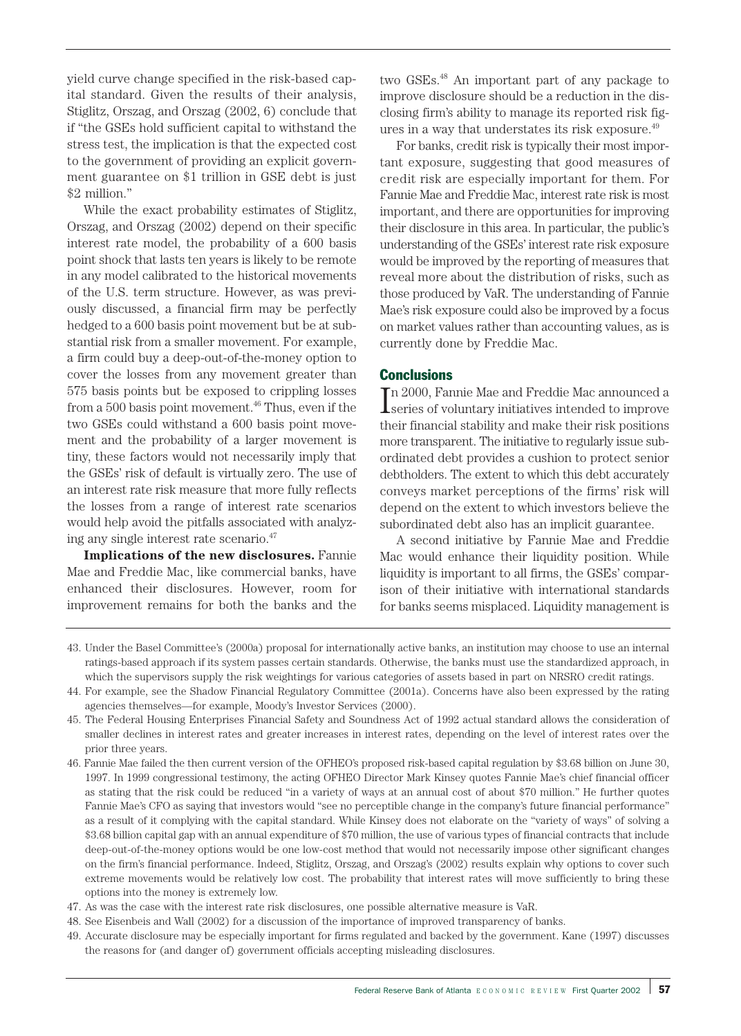yield curve change specified in the risk-based capital standard. Given the results of their analysis, Stiglitz, Orszag, and Orszag (2002, 6) conclude that if "the GSEs hold sufficient capital to withstand the stress test, the implication is that the expected cost to the government of providing an explicit government guarantee on $1 trillion in GSE debt is just $2 million."

While the exact probability estimates of Stiglitz, Orszag, and Orszag (2002) depend on their specific interest rate model, the probability of a 600 basis point shock that lasts ten years is likely to be remote in any model calibrated to the historical movements of the U.S. term structure. However, as was previously discussed, a financial firm may be perfectly hedged to a 600 basis point movement but be at substantial risk from a smaller movement. For example, a firm could buy a deep-out-of-the-money option to cover the losses from any movement greater than 575 basis points but be exposed to crippling losses from a 500 basis point movement.[46] Thus, even if the two GSEs could withstand a 600 basis point movement and the probability of a larger movement is tiny, these factors would not necessarily imply that the GSEs' risk of default is virtually zero. The use of an interest rate risk measure that more fully reflects the losses from a range of interest rate scenarios would help avoid the pitfalls associated with analyzing any single interest rate scenario.[47]

**Implications of the new disclosures.** Fannie Mae and Freddie Mac, like commercial banks, have enhanced their disclosures. However, room for improvement remains for both the banks and the two GSEs.[48] An important part of any package to improve disclosure should be a reduction in the disclosing firm's ability to manage its reported risk figures in a way that understates its risk exposure.[49]

For banks, credit risk is typically their most important exposure, suggesting that good measures of credit risk are especially important for them. For Fannie Mae and Freddie Mac, interest rate risk is most important, and there are opportunities for improving their disclosure in this area. In particular, the public's understanding of the GSEs' interest rate risk exposure would be improved by the reporting of measures that reveal more about the distribution of risks, such as those produced by VaR. The understanding of Fannie Mae's risk exposure could also be improved by a focus on market values rather than accounting values, as is currently done by Freddie Mac.

## Conclusions

In 2000, Fannie Mae and Freddie Mac announced a series of voluntary initiatives intended to improve their financial stability and make their risk positions more transparent. The initiative to regularly issue subordinated debt provides a cushion to protect senior debtholders. The extent to which this debt accurately conveys market perceptions of the firms' risk will depend on the extent to which investors believe the subordinated debt also has an implicit guarantee.

A second initiative by Fannie Mae and Freddie Mac would enhance their liquidity position. While liquidity is important to all firms, the GSEs' comparison of their initiative with international standards for banks seems misplaced. Liquidity management is

43. Under the Basel Committee's (2000a) proposal for internationally active banks, an institution may choose to use an internal ratings-based approach if its system passes certain standards. Otherwise, the banks must use the standardized approach, in which the supervisors supply the risk weightings for various categories of assets based in part on NRSRO credit ratings.

44. For example, see the Shadow Financial Regulatory Committee (2001a). Concerns have also been expressed by the rating agencies themselves—for example, Moody's Investor Services (2000).

45. The Federal Housing Enterprises Financial Safety and Soundness Act of 1992 actual standard allows the consideration of smaller declines in interest rates and greater increases in interest rates, depending on the level of interest rates over the prior three years.

46. Fannie Mae failed the then current version of the OFHEO's proposed risk-based capital regulation by $3.68 billion on June 30, 1997. In 1999 congressional testimony, the acting OFHEO Director Mark Kinsey quotes Fannie Mae's chief financial officer as stating that the risk could be reduced "in a variety of ways at an annual cost of about $70 million." He further quotes Fannie Mae's CFO as saying that investors would "see no perceptible change in the company's future financial performance" as a result of it complying with the capital standard. While Kinsey does not elaborate on the "variety of ways" of solving a $3.68 billion capital gap with an annual expenditure of $70 million, the use of various types of financial contracts that include deep-out-of-the-money options would be one low-cost method that would not necessarily impose other significant changes on the firm's financial performance. Indeed, Stiglitz, Orszag, and Orszag's (2002) results explain why options to cover such extreme movements would be relatively low cost. The probability that interest rates will move sufficiently to bring these options into the money is extremely low.

47. As was the case with the interest rate risk disclosures, one possible alternative measure is VaR.

48. See Eisenbeis and Wall (2002) for a discussion of the importance of improved transparency of banks.

49. Accurate disclosure may be especially important for firms regulated and backed by the government. Kane (1997) discusses the reasons for (and danger of) government officials accepting misleading disclosures.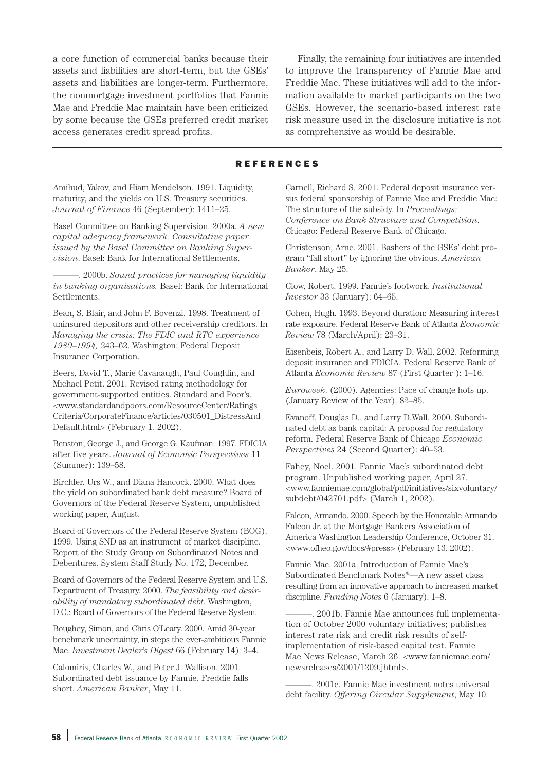a core function of commercial banks because their assets and liabilities are short-term, but the GSEs' assets and liabilities are longer-term. Furthermore, the nonmortgage investment portfolios that Fannie Mae and Freddie Mac maintain have been criticized by some because the GSEs preferred credit market access generates credit spread profits.

Finally, the remaining four initiatives are intended to improve the transparency of Fannie Mae and Freddie Mac. These initiatives will add to the information available to market participants on the two GSEs. However, the scenario-based interest rate risk measure used in the disclosure initiative is not as comprehensive as would be desirable.

## REFERENCES

Amihud, Yakov, and Hiam Mendelson. 1991. Liquidity, maturity, and the yields on U.S. Treasury securities. *Journal of Finance* 46 (September): 1411–25.

Basel Committee on Banking Supervision. 2000a. *A new capital adequacy framework: Consultative paper issued by the Basel Committee on Banking Supervision*. Basel: Bank for International Settlements.

———. 2000b. *Sound practices for managing liquidity in banking organisations.* Basel: Bank for International Settlements.

Bean, S. Blair, and John F. Bovenzi. 1998. Treatment of uninsured depositors and other receivership creditors. In *Managing the crisis: The FDIC and RTC experience 1980–1994,* 243–62. Washington: Federal Deposit Insurance Corporation.

Beers, David T., Marie Cavanaugh, Paul Coughlin, and Michael Petit. 2001. Revised rating methodology for government-supported entities. Standard and Poor's. <www.standardandpoors.com/ResourceCenter/Ratings Criteria/CorporateFinance/articles/030501_DistressAnd Default.html> (February 1, 2002).

Benston, George J., and George G. Kaufman. 1997. FDICIA after five years. *Journal of Economic Perspectives* 11 (Summer): 139–58.

Birchler, Urs W., and Diana Hancock. 2000. What does the yield on subordinated bank debt measure? Board of Governors of the Federal Reserve System, unpublished working paper, August.

Board of Governors of the Federal Reserve System (BOG). 1999. Using SND as an instrument of market discipline. Report of the Study Group on Subordinated Notes and Debentures, System Staff Study No. 172, December.

Board of Governors of the Federal Reserve System and U.S. Department of Treasury. 2000. *The feasibility and desirability of mandatory subordinated debt.* Washington, D.C.: Board of Governors of the Federal Reserve System.

Boughey, Simon, and Chris O'Leary. 2000. Amid 30-year benchmark uncertainty, in steps the ever-ambitious Fannie Mae. *Investment Dealer's Digest* 66 (February 14): 3–4.

Calomiris, Charles W., and Peter J. Wallison. 2001. Subordinated debt issuance by Fannie, Freddie falls short. *American Banker*, May 11.

Carnell, Richard S. 2001. Federal deposit insurance versus federal sponsorship of Fannie Mae and Freddie Mac: The structure of the subsidy. In *Proceedings: Conference on Bank Structure and Competition*. Chicago: Federal Reserve Bank of Chicago.

Christenson, Arne. 2001. Bashers of the GSEs' debt program "fall short" by ignoring the obvious. *American Banker*, May 25.

Clow, Robert. 1999. Fannie's footwork. *Institutional Investor* 33 (January): 64–65.

Cohen, Hugh. 1993. Beyond duration: Measuring interest rate exposure. Federal Reserve Bank of Atlanta *Economic Review* 78 (March/April): 23–31.

Eisenbeis, Robert A., and Larry D. Wall. 2002. Reforming deposit insurance and FDICIA. Federal Reserve Bank of Atlanta *Economic Review* 87 (First Quarter ): 1–16.

*Euroweek*. (2000). Agencies: Pace of change hots up. (January Review of the Year): 82–85.

Evanoff, Douglas D., and Larry D.Wall. 2000. Subordinated debt as bank capital: A proposal for regulatory reform. Federal Reserve Bank of Chicago *Economic Perspectives* 24 (Second Quarter): 40–53.

Fahey, Noel. 2001. Fannie Mae's subordinated debt program. Unpublished working paper, April 27. <www.fanniemae.com/global/pdf/initiatives/sixvoluntary/subdebt/042701.pdf> (March 1, 2002).

Falcon, Armando. 2000. Speech by the Honorable Armando Falcon Jr. at the Mortgage Bankers Association of America Washington Leadership Conference, October 31. <www.ofheo.gov/docs/#press> (February 13, 2002).

Fannie Mae. 2001a. Introduction of Fannie Mae's Subordinated Benchmark Notes®—A new asset class resulting from an innovative approach to increased market discipline. *Funding Notes* 6 (January): 1–8.

———. 2001b. Fannie Mae announces full implementation of October 2000 voluntary initiatives; publishes interest rate risk and credit risk results of self-implementation of risk-based capital test. Fannie Mae News Release, March 26. <www.fanniemae.com/newsreleases/2001/1209.jhtml>.

———. 2001c. Fannie Mae investment notes universal debt facility. *Offering Circular Supplement*, May 10.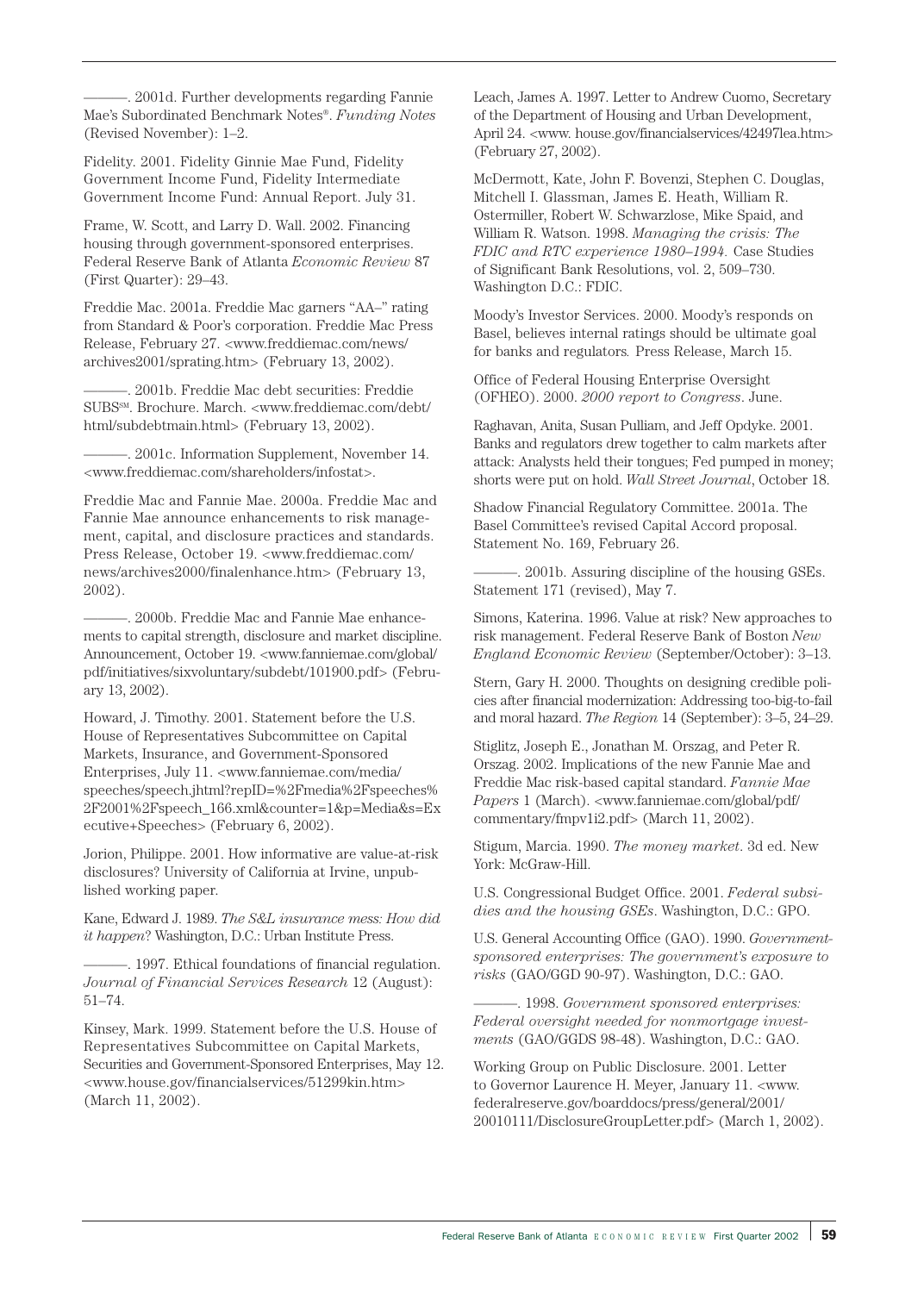———. 2001d. Further developments regarding Fannie Mae's Subordinated Benchmark Notes®. *Funding Notes* (Revised November): 1–2.

Fidelity. 2001. Fidelity Ginnie Mae Fund, Fidelity Government Income Fund, Fidelity Intermediate Government Income Fund: Annual Report. July 31.

Frame, W. Scott, and Larry D. Wall. 2002. Financing housing through government-sponsored enterprises. Federal Reserve Bank of Atlanta *Economic Review* 87 (First Quarter): 29–43.

Freddie Mac. 2001a. Freddie Mac garners "AA–" rating from Standard & Poor's corporation. Freddie Mac Press Release, February 27. <www.freddiemac.com/news/archives2001/sprating.htm> (February 13, 2002).

———. 2001b. Freddie Mac debt securities: Freddie SUBS℠. Brochure. March. <www.freddiemac.com/debt/html/subdebtmain.html> (February 13, 2002).

———. 2001c. Information Supplement, November 14. <www.freddiemac.com/shareholders/infostat>.

Freddie Mac and Fannie Mae. 2000a. Freddie Mac and Fannie Mae announce enhancements to risk management, capital, and disclosure practices and standards. Press Release, October 19. <www.freddiemac.com/news/archives2000/finalenhance.htm> (February 13, 2002).

———. 2000b. Freddie Mac and Fannie Mae enhancements to capital strength, disclosure and market discipline. Announcement, October 19. <www.fanniemae.com/global/pdf/initiatives/sixvoluntary/subdebt/101900.pdf> (February 13, 2002).

Howard, J. Timothy. 2001. Statement before the U.S. House of Representatives Subcommittee on Capital Markets, Insurance, and Government-Sponsored Enterprises, July 11. <www.fanniemae.com/media/speeches/speech.jhtml?repID=%2Fmedia%2Fspeeches%2F2001%2Fspeech_166.xml&counter=1&p=Media&s=Executive+Speeches> (February 6, 2002).

Jorion, Philippe. 2001. How informative are value-at-risk disclosures? University of California at Irvine, unpublished working paper.

Kane, Edward J. 1989. *The S&L insurance mess: How did it happen*? Washington, D.C.: Urban Institute Press.

———. 1997. Ethical foundations of financial regulation. *Journal of Financial Services Research* 12 (August): 51–74.

Kinsey, Mark. 1999. Statement before the U.S. House of Representatives Subcommittee on Capital Markets, Securities and Government-Sponsored Enterprises, May 12. <www.house.gov/financialservices/51299kin.htm> (March 11, 2002).

Leach, James A. 1997. Letter to Andrew Cuomo, Secretary of the Department of Housing and Urban Development, April 24. <www. house.gov/financialservices/42497lea.htm> (February 27, 2002).

McDermott, Kate, John F. Bovenzi, Stephen C. Douglas, Mitchell I. Glassman, James E. Heath, William R. Ostermiller, Robert W. Schwarzlose, Mike Spaid, and William R. Watson. 1998. *Managing the crisis: The FDIC and RTC experience 1980–1994.* Case Studies of Significant Bank Resolutions, vol. 2, 509–730. Washington D.C.: FDIC.

Moody's Investor Services. 2000. Moody's responds on Basel, believes internal ratings should be ultimate goal for banks and regulators*.* Press Release, March 15.

Office of Federal Housing Enterprise Oversight (OFHEO). 2000. *2000 report to Congress*. June.

Raghavan, Anita, Susan Pulliam, and Jeff Opdyke. 2001. Banks and regulators drew together to calm markets after attack: Analysts held their tongues; Fed pumped in money; shorts were put on hold. *Wall Street Journal*, October 18.

Shadow Financial Regulatory Committee. 2001a. The Basel Committee's revised Capital Accord proposal. Statement No. 169, February 26.

———. 2001b. Assuring discipline of the housing GSEs. Statement 171 (revised), May 7.

Simons, Katerina. 1996. Value at risk? New approaches to risk management. Federal Reserve Bank of Boston *New England Economic Review* (September/October): 3–13.

Stern, Gary H. 2000. Thoughts on designing credible policies after financial modernization: Addressing too-big-to-fail and moral hazard. *The Region* 14 (September): 3–5, 24–29.

Stiglitz, Joseph E., Jonathan M. Orszag, and Peter R. Orszag. 2002. Implications of the new Fannie Mae and Freddie Mac risk-based capital standard. *Fannie Mae Papers* 1 (March). <www.fanniemae.com/global/pdf/commentary/fmpv1i2.pdf> (March 11, 2002).

Stigum, Marcia. 1990. *The money market*. 3d ed. New York: McGraw-Hill.

U.S. Congressional Budget Office. 2001. *Federal subsidies and the housing GSEs*. Washington, D.C.: GPO.

U.S. General Accounting Office (GAO). 1990. *Government-sponsored enterprises: The government's exposure to risks* (GAO/GGD 90-97). Washington, D.C.: GAO.

———. 1998. *Government sponsored enterprises: Federal oversight needed for nonmortgage investments* (GAO/GGDS 98-48). Washington, D.C.: GAO.

Working Group on Public Disclosure. 2001. Letter to Governor Laurence H. Meyer, January 11. <www.federalreserve.gov/boarddocs/press/general/2001/20010111/DisclosureGroupLetter.pdf> (March 1, 2002).